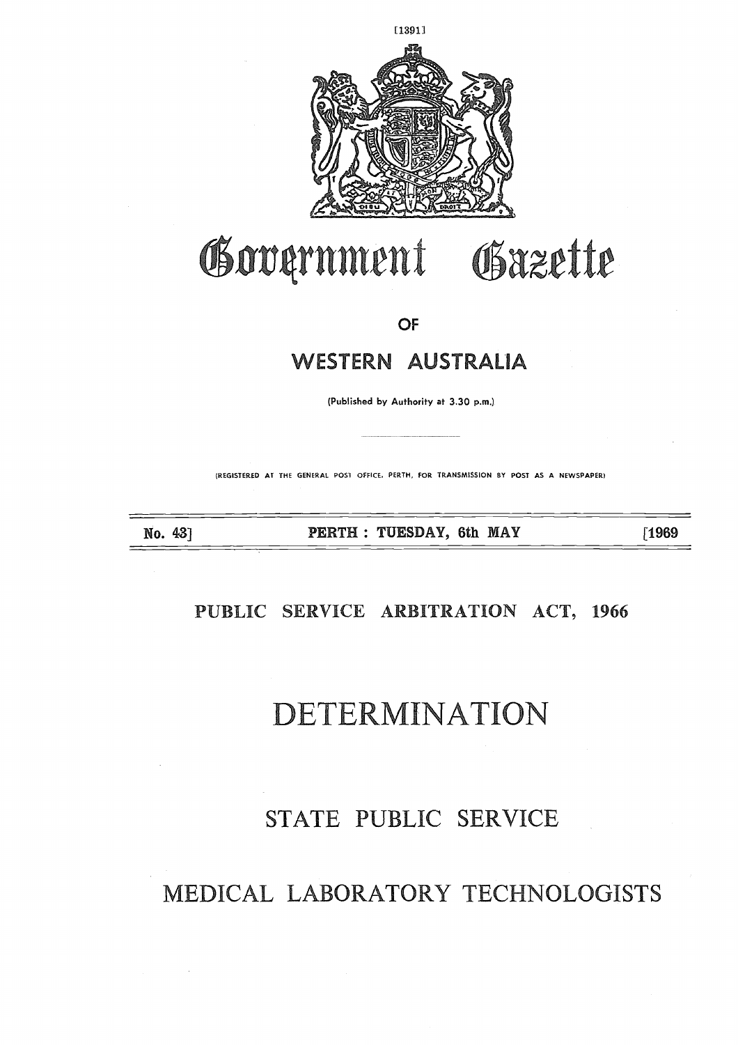# Government Gazette

## OF

## WESTERN AUSTRALIA

(Published by Authority at 3.30 p.m.)

(REGISTERED AT THE GENERAL POST OFFICE, PERTH, FOR TRANSMISSION BY POST AS A NEWSPAPER)

No. 43] PERTH : TUESDAY, 6th MAY [1969

## PUBLIC SERVICE ARBITRATION ACT, 1966

# DETERMINATION

## STATE PUBLIC SERVICE

## MEDICAL LABORATORY TECHNOLOGISTS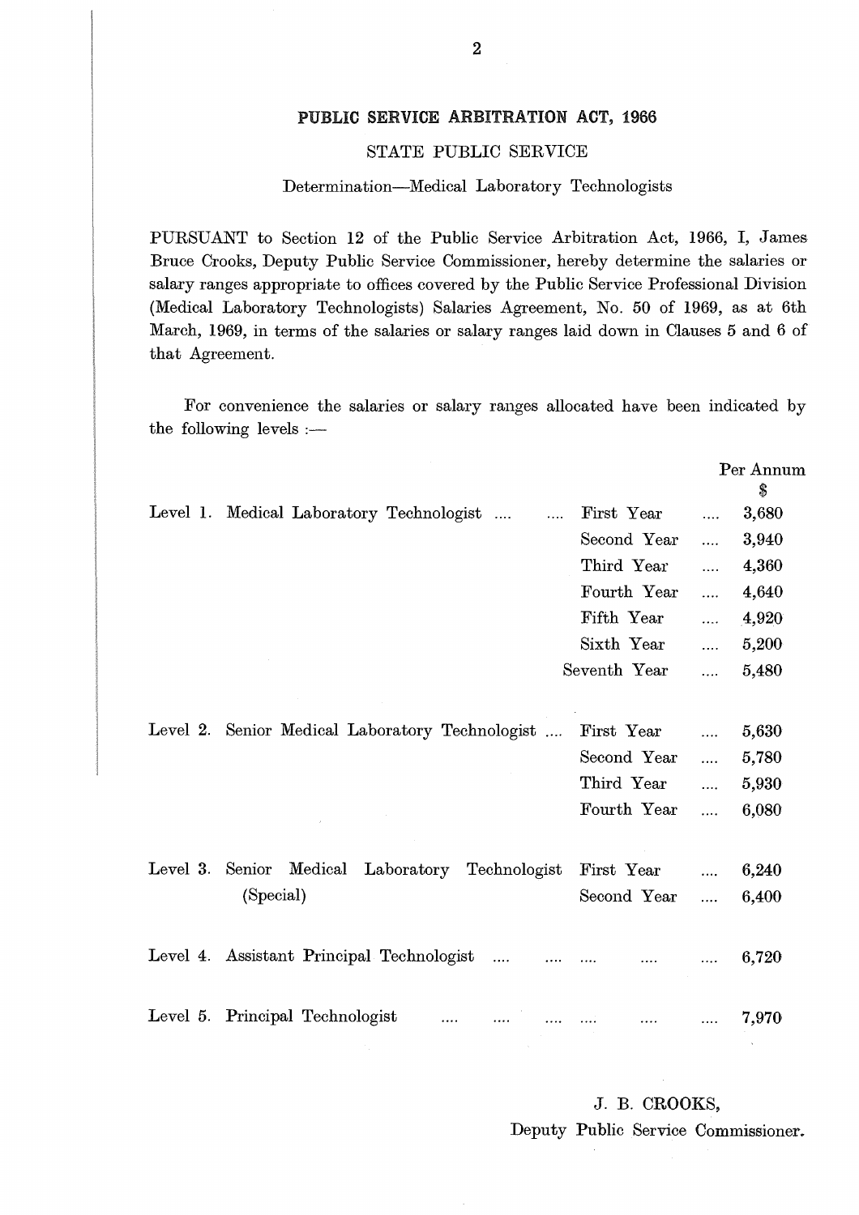## PUBLIC SERVICE ARBITRATION ACT, 1966

### STATE PUBLIC SERVICE

Determination—Medical Laboratory Technologists

PURSUANT to Section 12 of the Public Service Arbitration Act, 1966, I, James Bruce Crooks, Deputy Public Service Commissioner, hereby determine the salaries or salary ranges appropriate to offices covered by the Public Service Professional Division (Medical Laboratory Technologists) Salaries Agreement, No. 50 of 1969, as at 6th March, 1969, in terms of the salaries or salary ranges laid down in Clauses 5 and 6 of that Agreement.

For convenience the salaries or salary ranges allocated have been indicated by the following levels :—

| | | | Per Annum $ |
|---|---|---|---|
| Level 1. | Medical Laboratory Technologist | First Year | 3,680 |
| | | Second Year | 3,940 |
| | | Third Year | 4,360 |
| | | Fourth Year | 4,640 |
| | | Fifth Year | 4,920 |
| | | Sixth Year | 5,200 |
| | | Seventh Year | 5,480 |
| Level 2. | Senior Medical Laboratory Technologist | First Year | 5,630 |
| | | Second Year | 5,780 |
| | | Third Year | 5,930 |
| | | Fourth Year | 6,080 |
| Level 3. | Senior Medical Laboratory Technologist (Special) | First Year | 6,240 |
| | | Second Year | 6,400 |
| Level 4. | Assistant Principal Technologist | | 6,720 |
| Level 5. | Principal Technologist | | 7,970 |

J. B. CROOKS,
Deputy Public Service Commissioner.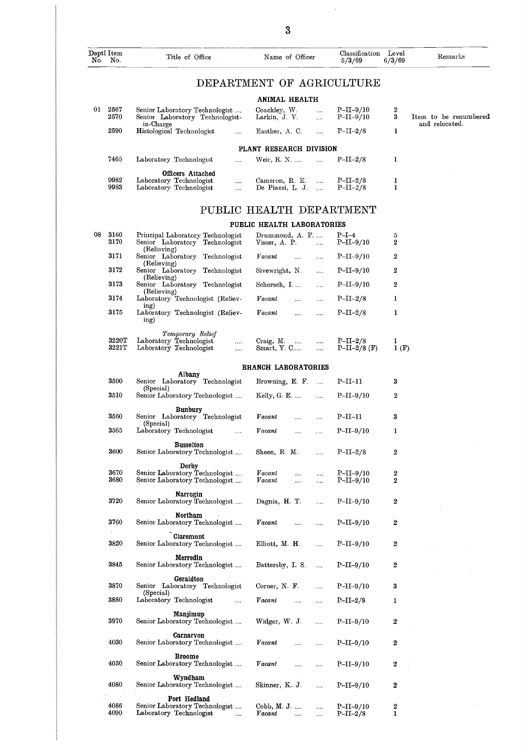| Deptl No. | Item No. | Title of Office | Name of Officer | Classification 5/3/69 | Level 6/3/69 | Remarks |
|---|---|---|---|---|---|---|

# DEPARTMENT OF AGRICULTURE

### ANIMAL HEALTH

| Deptl No. | Item No. | Title of Office | Name of Officer | Classification 5/3/69 | Level 6/3/69 | Remarks |
|---|---|---|---|---|---|---|
| 01 | 2567 | Senior Laboratory Technologist .... | Coackley, W. .... | P–II–9/10 | 2 | |
| | 2570 | Senior Laboratory Technologist-in-Charge | Larkin, J. V. .... | P–II–9/10 | 3 | Item to be renumbered and relocated. |
| | 2590 | Histological Technologist .... | Easther, A. C. .... | P–II–2/8 | 1 | |

### PLANT RESEARCH DIVISION

| Deptl No. | Item No. | Title of Office | Name of Officer | Classification 5/3/69 | Level 6/3/69 | Remarks |
|---|---|---|---|---|---|---|
| | 7465 | Laboratory Technologist .... | Weir, R. N. .... .... | P–II–2/8 | 1 | |
| | | **Officers Attached** | | | | |
| | 9982 | Laboratory Technologist .... | Cameron, R. E. .... | P–II–2/8 | 1 | |
| | 9983 | Laboratory Technologist .... | De Piazzi, L. J. .... | P–II–2/8 | 1 | |

# PUBLIC HEALTH DEPARTMENT

### PUBLIC HEALTH LABORATORIES

| Deptl No. | Item No. | Title of Office | Name of Officer | Classification 5/3/69 | Level 6/3/69 | Remarks |
|---|---|---|---|---|---|---|
| 08 | 3160 | Principal Laboratory Technologist | Drummond, A. F. .... | P–I–4 | 5 | |
| | 3170 | Senior Laboratory Technologist (Relieving) | Visser, A. P. .... | P–II–9/10 | 2 | |
| | 3171 | Senior Laboratory Technologist (Relieving) | *Vacant* .... .... | P–II–9/10 | 2 | |
| | 3172 | Senior Laboratory Technologist (Relieving) | Sivewright, N. .... | P–II–9/10 | 2 | |
| | 3173 | Senior Laboratory Technologist (Relieving) | Schorsch, I. .... .... | P–II–9/10 | 2 | |
| | 3174 | Laboratory Technologist (Relieving) | *Vacant* .... .... | P–II–2/8 | 1 | |
| | 3175 | Laboratory Technologist (Relieving) | *Vacant* .... .... | P–II–2/8 | 1 | |
| | | *Temporary Relief* | | | | |
| | 3220T | Laboratory Technologist .... | Craig, M. .... .... | P–II–2/8 | 1 | |
| | 3221T | Laboratory Technologist .... | Smart, Y. C. .... .... | P–II–2/8 (F) | 1 (F) | |

### BRANCH LABORATORIES

| Deptl No. | Item No. | Title of Office | Name of Officer | Classification 5/3/69 | Level 6/3/69 | Remarks |
|---|---|---|---|---|---|---|
| | | **Albany** | | | | |
| | 3500 | Senior Laboratory Technologist (Special) | Browning, E. F. .... | P–II–11 | 3 | |
| | 3510 | Senior Laboratory Technologist .... | Kelly, G. E. .... .... | P–II–9/10 | 2 | |
| | | **Bunbury** | | | | |
| | 3560 | Senior Laboratory Technologist (Special) | *Vacant* .... .... | P–II–11 | 3 | |
| | 3565 | Laboratory Technologist .... | *Vacant* .... .... | P–II–9/10 | 1 | |
| | | **Busselton** | | | | |
| | 3600 | Senior Laboratory Technologist .... | Sheen, R. M. .... | P–II–2/8 | 2 | |
| | | **Derby** | | | | |
| | 3670 | Senior Laboratory Technologist .... | *Vacant* .... .... | P–II–9/10 | 2 | |
| | 3680 | Senior Laboratory Technologist .... | *Vacant* .... .... | P–II–9/10 | 2 | |
| | | **Narrogin** | | | | |
| | 3720 | Senior Laboratory Technologist .... | Dagnia, H. T. .... | P–II–9/10 | 2 | |
| | | **Northam** | | | | |
| | 3760 | Senior Laboratory Technologist .... | *Vacant* .... .... | P–II–9/10 | 2 | |
| | | **Claremont** | | | | |
| | 3820 | Senior Laboratory Technologist .... | Elliott, M. H. .... | P–II–9/10 | 2 | |
| | | **Merredin** | | | | |
| | 3845 | Senior Laboratory Technologist .... | Battersby, I. S. .... | P–II–9/10 | 2 | |
| | | **Geraldton** | | | | |
| | 3870 | Senior Laboratory Technologist (Special) | Corner, N. F. .... | P–II–9/10 | 3 | |
| | 3880 | Laboratory Technologist .... | *Vacant* .... .... | P–II–2/8 | 1 | |
| | | **Manjimup** | | | | |
| | 3970 | Senior Laboratory Technologist .... | Widger, W. J. .... | P–II–9/10 | 2 | |
| | | **Carnarvon** | | | | |
| | 4030 | Senior Laboratory Technologist .... | *Vacant* .... .... | P–II–9/10 | 2 | |
| | | **Broome** | | | | |
| | 4050 | Senior Laboratory Technologist .... | *Vacant* .... .... | P–II–9/10 | 2 | |
| | | **Wyndham** | | | | |
| | 4080 | Senior Laboratory Technologist .... | Skinner, K. J. .... | P–II–9/10 | 2 | |
| | | **Port Hedland** | | | | |
| | 4086 | Senior Laboratory Technologist .... | Cobb, M. J. .... .... | P–II–9/10 | 2 | |
| | 4090 | Laboratory Technologist .... | *Vacant* .... .... | P–II–2/8 | 1 | |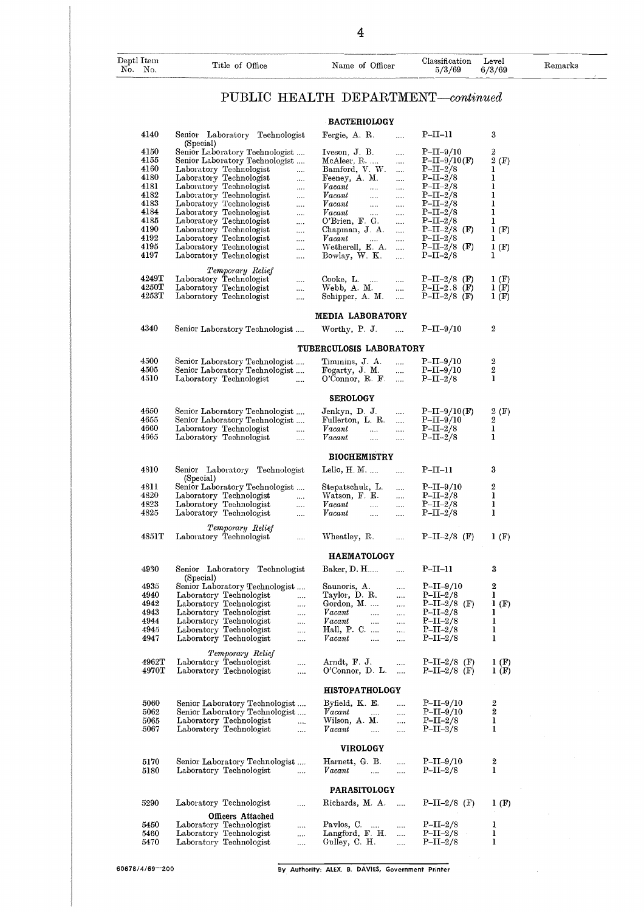| Deptl No. | Item No. | Title of Office | Name of Officer | Classification 5/3/69 | Level 6/3/69 | Remarks |
|---|---|---|---|---|---|---|

## PUBLIC HEALTH DEPARTMENT—*continued*

### BACTERIOLOGY

| Deptl No. | Item No. | Title of Office | Name of Officer | Classification 5/3/69 | Level 6/3/69 | Remarks |
|---|---|---|---|---|---|---|
| | 4140 | Senior Laboratory Technologist (Special) | Fergie, A. R. | P–II–11 | 3 | |
| | 4150 | Senior Laboratory Technologist | Iveson, J. B. | P–II–9/10 | 2 | |
| | 4155 | Senior Laboratory Technologist | McAleer, R. | P–II–9/10(F) | 2 (F) | |
| | 4160 | Laboratory Technologist | Bamford, V. W. | P–II–2/8 | 1 | |
| | 4180 | Laboratory Technologist | Feeney, A. M. | P–II–2/8 | 1 | |
| | 4181 | Laboratory Technologist | *Vacant* | P–II–2/8 | 1 | |
| | 4182 | Laboratory Technologist | *Vacant* | P–II–2/8 | 1 | |
| | 4183 | Laboratory Technologist | *Vacant* | P–II–2/8 | 1 | |
| | 4184 | Laboratory Technologist | *Vacant* | P–II–2/8 | 1 | |
| | 4185 | Laboratory Technologist | O'Brien, F. G. | P–II–2/8 | 1 | |
| | 4190 | Laboratory Technologist | Chapman, J. A. | P–II–2/8 (F) | 1 (F) | |
| | 4192 | Laboratory Technologist | *Vacant* | P–II–2/8 | 1 | |
| | 4195 | Laboratory Technologist | Wetherell, E. A. | P–II–2/8 (F) | 1 (F) | |
| | 4197 | Laboratory Technologist | Bowlay, W. K. | P–II–2/8 | 1 | |
| | | *Temporary Relief* | | | | |
| | 4249T | Laboratory Technologist | Cooke, L. | P–II–2/8 (F) | 1 (F) | |
| | 4250T | Laboratory Technologist | Webb, A. M. | P–II–2.8 (F) | 1 (F) | |
| | 4253T | Laboratory Technologist | Schipper, A. M. | P–II–2/8 (F) | 1 (F) | |

### MEDIA LABORATORY

| Deptl No. | Item No. | Title of Office | Name of Officer | Classification 5/3/69 | Level 6/3/69 | Remarks |
|---|---|---|---|---|---|---|
| | 4340 | Senior Laboratory Technologist | Worthy, P. J. | P–II–9/10 | 2 | |

### TUBERCULOSIS LABORATORY

| Deptl No. | Item No. | Title of Office | Name of Officer | Classification 5/3/69 | Level 6/3/69 | Remarks |
|---|---|---|---|---|---|---|
| | 4500 | Senior Laboratory Technologist | Timmins, J. A. | P–II–9/10 | 2 | |
| | 4505 | Senior Laboratory Technologist | Fogarty, J. M. | P–II–9/10 | 2 | |
| | 4510 | Laboratory Technologist | O'Connor, R. F. | P–II–2/8 | 1 | |

### SEROLOGY

| Deptl No. | Item No. | Title of Office | Name of Officer | Classification 5/3/69 | Level 6/3/69 | Remarks |
|---|---|---|---|---|---|---|
| | 4650 | Senior Laboratory Technologist | Jenkyn, D. J. | P–II–9/10(F) | 2 (F) | |
| | 4655 | Senior Laboratory Technologist | Fullerton, L. R. | P–II–9/10 | 2 | |
| | 4660 | Laboratory Technologist | *Vacant* | P–II–2/8 | 1 | |
| | 4665 | Laboratory Technologist | *Vacant* | P–II–2/8 | 1 | |

### BIOCHEMISTRY

| Deptl No. | Item No. | Title of Office | Name of Officer | Classification 5/3/69 | Level 6/3/69 | Remarks |
|---|---|---|---|---|---|---|
| | 4810 | Senior Laboratory Technologist (Special) | Lello, H. M. | P–II–11 | 3 | |
| | 4811 | Senior Laboratory Technologist | Stepatschuk, L. | P–II–9/10 | 2 | |
| | 4820 | Laboratory Technologist | Watson, F. E. | P–II–2/8 | 1 | |
| | 4823 | Laboratory Technologist | *Vacant* | P–II–2/8 | 1 | |
| | 4825 | Laboratory Technologist | *Vacant* | P–II–2/8 | 1 | |
| | | *Temporary Relief* | | | | |
| | 4851T | Laboratory Technologist | Wheatley, R. | P–II–2/8 (F) | 1 (F) | |

### HAEMATOLOGY

| Deptl No. | Item No. | Title of Office | Name of Officer | Classification 5/3/69 | Level 6/3/69 | Remarks |
|---|---|---|---|---|---|---|
| | 4930 | Senior Laboratory Technologist (Special) | Baker, D. H. | P–II–11 | 3 | |
| | 4935 | Senior Laboratory Technologist | Saunoris, A. | P–II–9/10 | 2 | |
| | 4940 | Laboratory Technologist | Taylor, D. R. | P–II–2/8 | 1 | |
| | 4942 | Laboratory Technologist | Gordon, M. | P–II–2/8 (F) | 1 (F) | |
| | 4943 | Laboratory Technologist | *Vacant* | P–II–2/8 | 1 | |
| | 4944 | Laboratory Technologist | *Vacant* | P–II–2/8 | 1 | |
| | 4945 | Laboratory Technologist | Hall, P. C. | P–II–2/8 | 1 | |
| | 4947 | Laboratory Technologist | *Vacant* | P–II–2/8 | 1 | |
| | | *Temporary Relief* | | | | |
| | 4962T | Laboratory Technologist | Arndt, F. J. | P–II–2/8 (F) | 1 (F) | |
| | 4970T | Laboratory Technologist | O'Connor, D. L. | P–II–2/8 (F) | 1 (F) | |

### HISTOPATHOLOGY

| Deptl No. | Item No. | Title of Office | Name of Officer | Classification 5/3/69 | Level 6/3/69 | Remarks |
|---|---|---|---|---|---|---|
| | 5060 | Senior Laboratory Technologist | Byfield, K. E. | P–II–9/10 | 2 | |
| | 5062 | Senior Laboratory Technologist | *Vacant* | P–II–9/10 | 2 | |
| | 5065 | Laboratory Technologist | Wilson, A. M. | P–II–2/8 | 1 | |
| | 5067 | Laboratory Technologist | *Vacant* | P–II–2/8 | 1 | |

### VIROLOGY

| Deptl No. | Item No. | Title of Office | Name of Officer | Classification 5/3/69 | Level 6/3/69 | Remarks |
|---|---|---|---|---|---|---|
| | 5170 | Senior Laboratory Technologist | Harnett, G. B. | P–II–9/10 | 2 | |
| | 5180 | Laboratory Technologist | *Vacant* | P–II–2/8 | 1 | |

### PARASITOLOGY

| Deptl No. | Item No. | Title of Office | Name of Officer | Classification 5/3/69 | Level 6/3/69 | Remarks |
|---|---|---|---|---|---|---|
| | 5290 | Laboratory Technologist | Richards, M. A. | P–II–2/8 (F) | 1 (F) | |
| | | **Officers Attached** | | | | |
| | 5450 | Laboratory Technologist | Pavlos, C. | P–II–2/8 | 1 | |
| | 5460 | Laboratory Technologist | Langford, F. H. | P–II–2/8 | 1 | |
| | 5470 | Laboratory Technologist | Gulley, C. H. | P–II–2/8 | 1 | |

60678/4/69—200

By Authority: ALEX. B. DAVIES, Government Printer